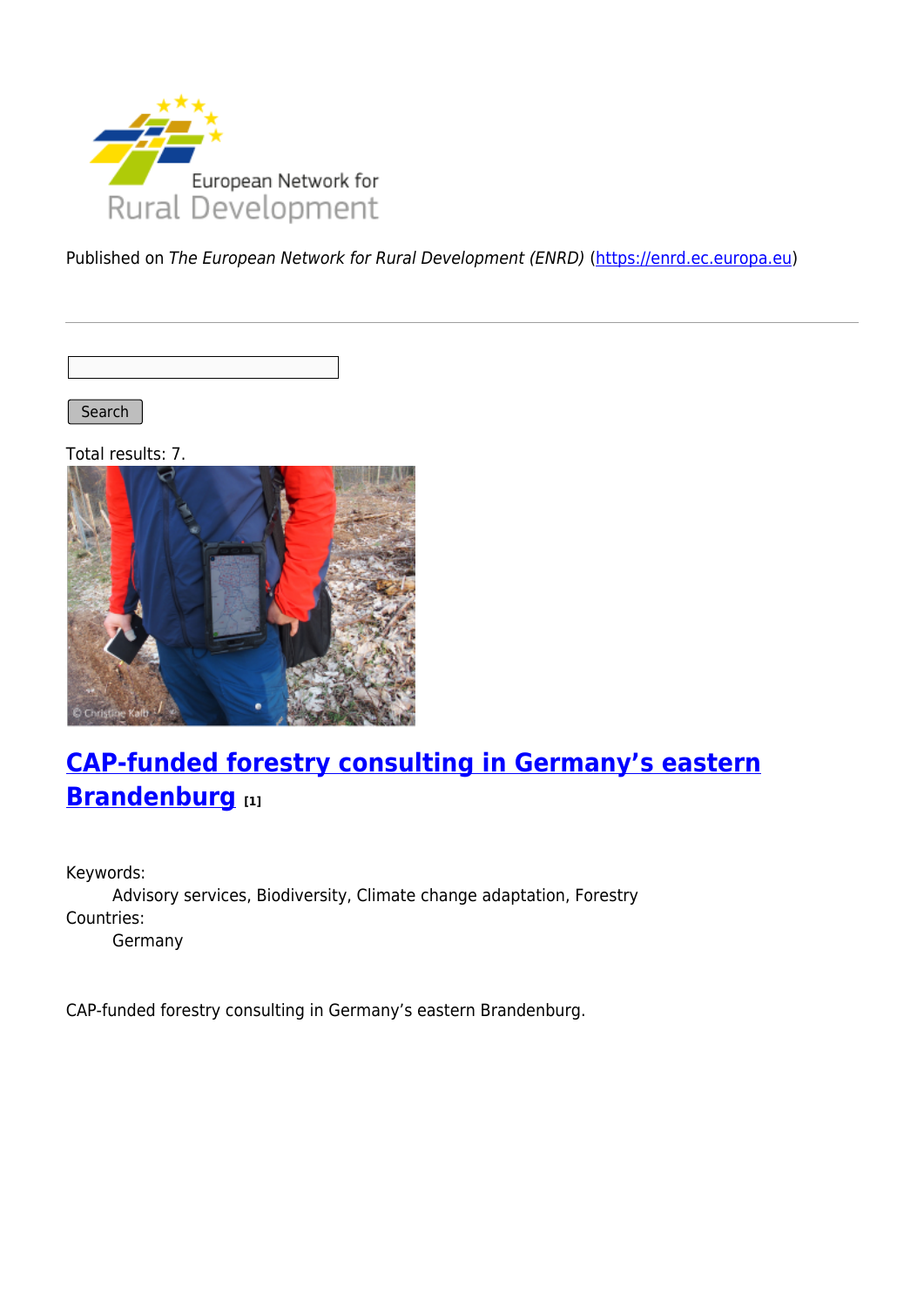Published on *The European Network for Rural Development (ENRD)* (https://enrd.ec.europa.eu)

Search

Total results: 7.

## CAP-funded forestry consulting in Germany's eastern Brandenburg [1]

Keywords:
: Advisory services, Biodiversity, Climate change adaptation, Forestry

Countries:
: Germany

CAP-funded forestry consulting in Germany's eastern Brandenburg.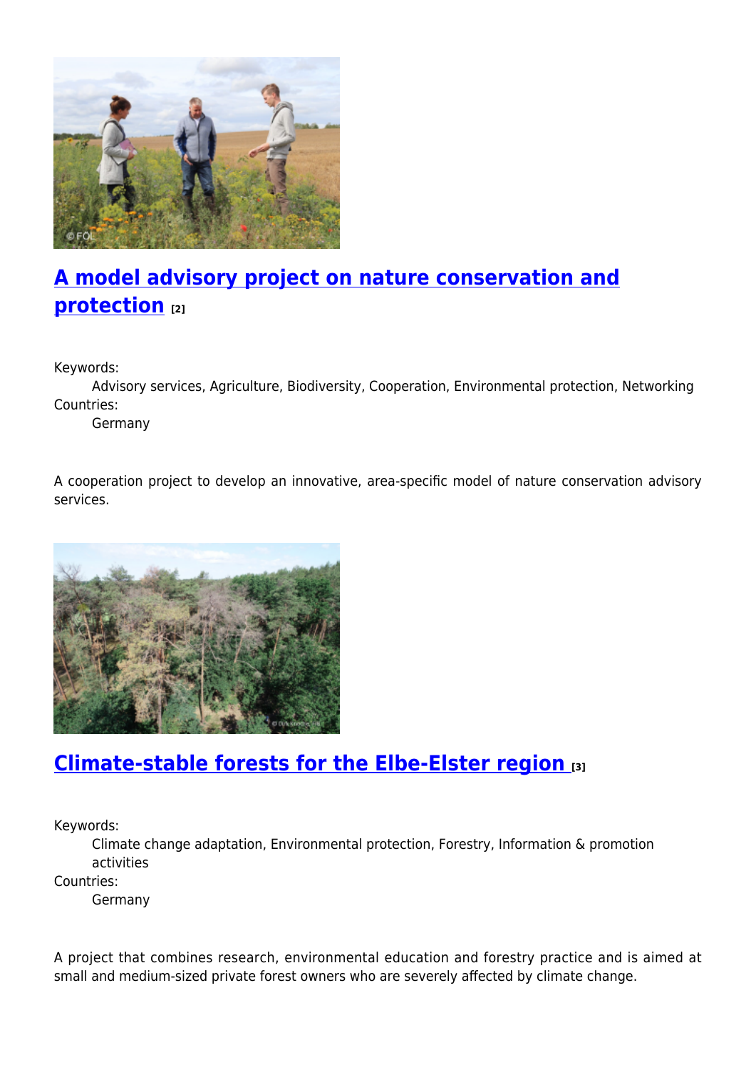## A model advisory project on nature conservation and protection [2]

Keywords:
Advisory services, Agriculture, Biodiversity, Cooperation, Environmental protection, Networking
Countries:
Germany

A cooperation project to develop an innovative, area-specific model of nature conservation advisory services.

## Climate-stable forests for the Elbe-Elster region [3]

Keywords:
Climate change adaptation, Environmental protection, Forestry, Information & promotion activities
Countries:
Germany

A project that combines research, environmental education and forestry practice and is aimed at small and medium-sized private forest owners who are severely affected by climate change.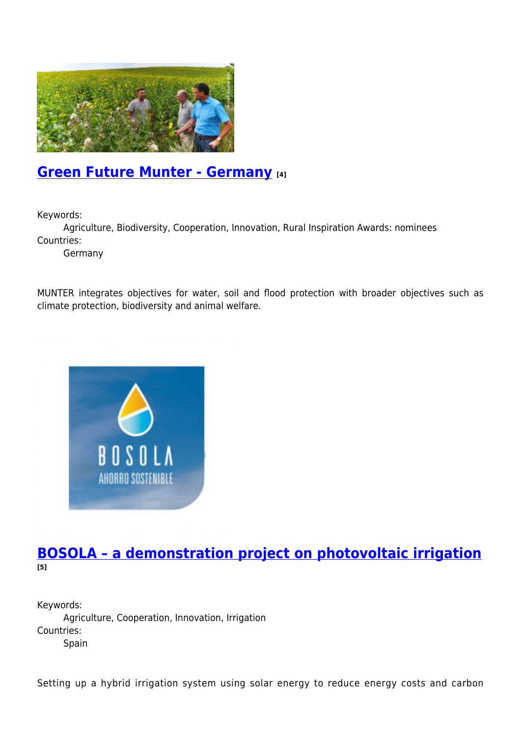## Green Future Munter - Germany [4]

Keywords:
Agriculture, Biodiversity, Cooperation, Innovation, Rural Inspiration Awards: nominees
Countries:
Germany

MUNTER integrates objectives for water, soil and flood protection with broader objectives such as climate protection, biodiversity and animal welfare.

## BOSOLA – a demonstration project on photovoltaic irrigation [5]

Keywords:
Agriculture, Cooperation, Innovation, Irrigation
Countries:
Spain

Setting up a hybrid irrigation system using solar energy to reduce energy costs and carbon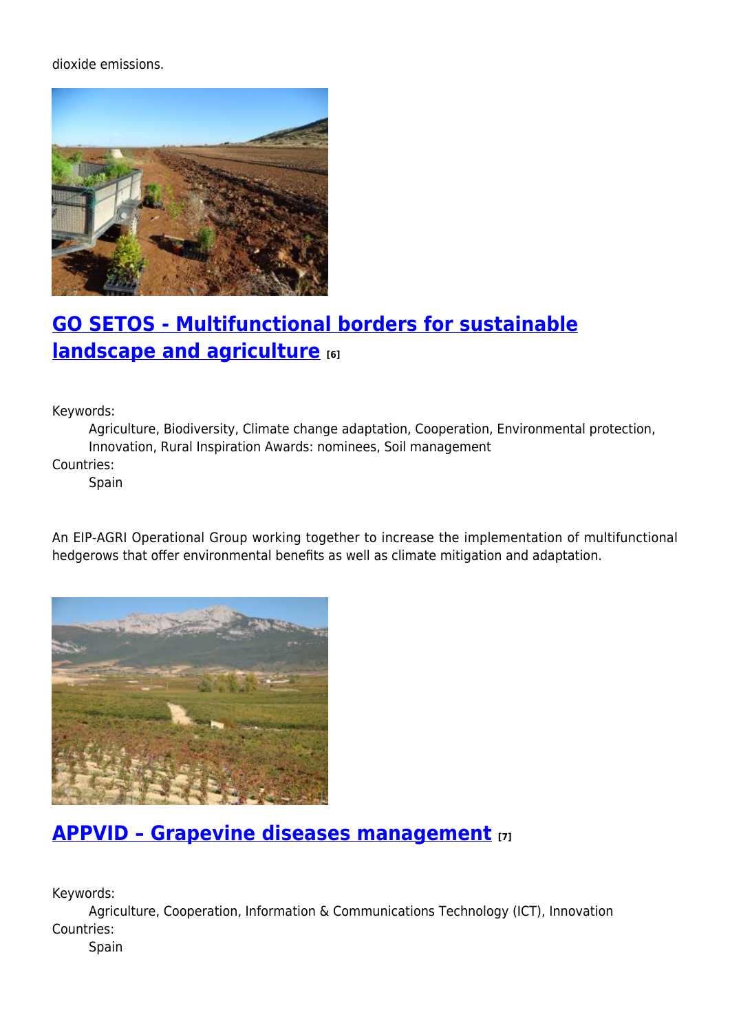dioxide emissions.

## GO SETOS - Multifunctional borders for sustainable landscape and agriculture [6]

Keywords:
: Agriculture, Biodiversity, Climate change adaptation, Cooperation, Environmental protection, Innovation, Rural Inspiration Awards: nominees, Soil management

Countries:
: Spain

An EIP-AGRI Operational Group working together to increase the implementation of multifunctional hedgerows that offer environmental benefits as well as climate mitigation and adaptation.

## APPVID – Grapevine diseases management [7]

Keywords:
: Agriculture, Cooperation, Information & Communications Technology (ICT), Innovation

Countries:
: Spain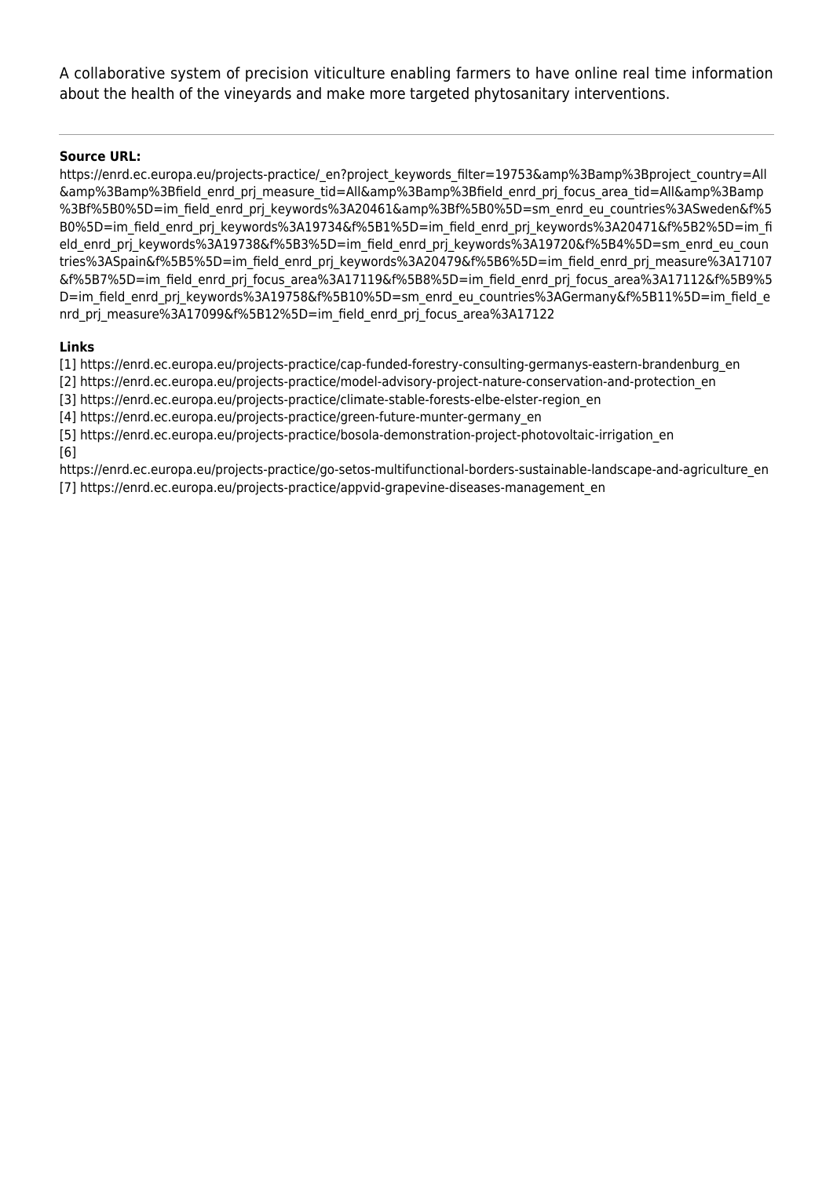A collaborative system of precision viticulture enabling farmers to have online real time information about the health of the vineyards and make more targeted phytosanitary interventions.

---

**Source URL:**
https://enrd.ec.europa.eu/projects-practice/_en?project_keywords_filter=19753&amp%3Bamp%3Bproject_country=All&amp%3Bamp%3Bfield_enrd_prj_measure_tid=All&amp%3Bamp%3Bfield_enrd_prj_focus_area_tid=All&amp%3Bamp%3Bf%5B0%5D=im_field_enrd_prj_keywords%3A20461&amp%3Bf%5B0%5D=sm_enrd_eu_countries%3ASweden&f%5B0%5D=im_field_enrd_prj_keywords%3A19734&f%5B1%5D=im_field_enrd_prj_keywords%3A20471&f%5B2%5D=im_field_enrd_prj_keywords%3A19738&f%5B3%5D=im_field_enrd_prj_keywords%3A19720&f%5B4%5D=sm_enrd_eu_countries%3ASpain&f%5B5%5D=im_field_enrd_prj_keywords%3A20479&f%5B6%5D=im_field_enrd_prj_measure%3A17107&f%5B7%5D=im_field_enrd_prj_focus_area%3A17119&f%5B8%5D=im_field_enrd_prj_focus_area%3A17112&f%5B9%5D=im_field_enrd_prj_keywords%3A19758&f%5B10%5D=sm_enrd_eu_countries%3AGermany&f%5B11%5D=im_field_enrd_prj_measure%3A17099&f%5B12%5D=im_field_enrd_prj_focus_area%3A17122

**Links**
[1] https://enrd.ec.europa.eu/projects-practice/cap-funded-forestry-consulting-germanys-eastern-brandenburg_en
[2] https://enrd.ec.europa.eu/projects-practice/model-advisory-project-nature-conservation-and-protection_en
[3] https://enrd.ec.europa.eu/projects-practice/climate-stable-forests-elbe-elster-region_en
[4] https://enrd.ec.europa.eu/projects-practice/green-future-munter-germany_en
[5] https://enrd.ec.europa.eu/projects-practice/bosola-demonstration-project-photovoltaic-irrigation_en
[6] https://enrd.ec.europa.eu/projects-practice/go-setos-multifunctional-borders-sustainable-landscape-and-agriculture_en
[7] https://enrd.ec.europa.eu/projects-practice/appvid-grapevine-diseases-management_en